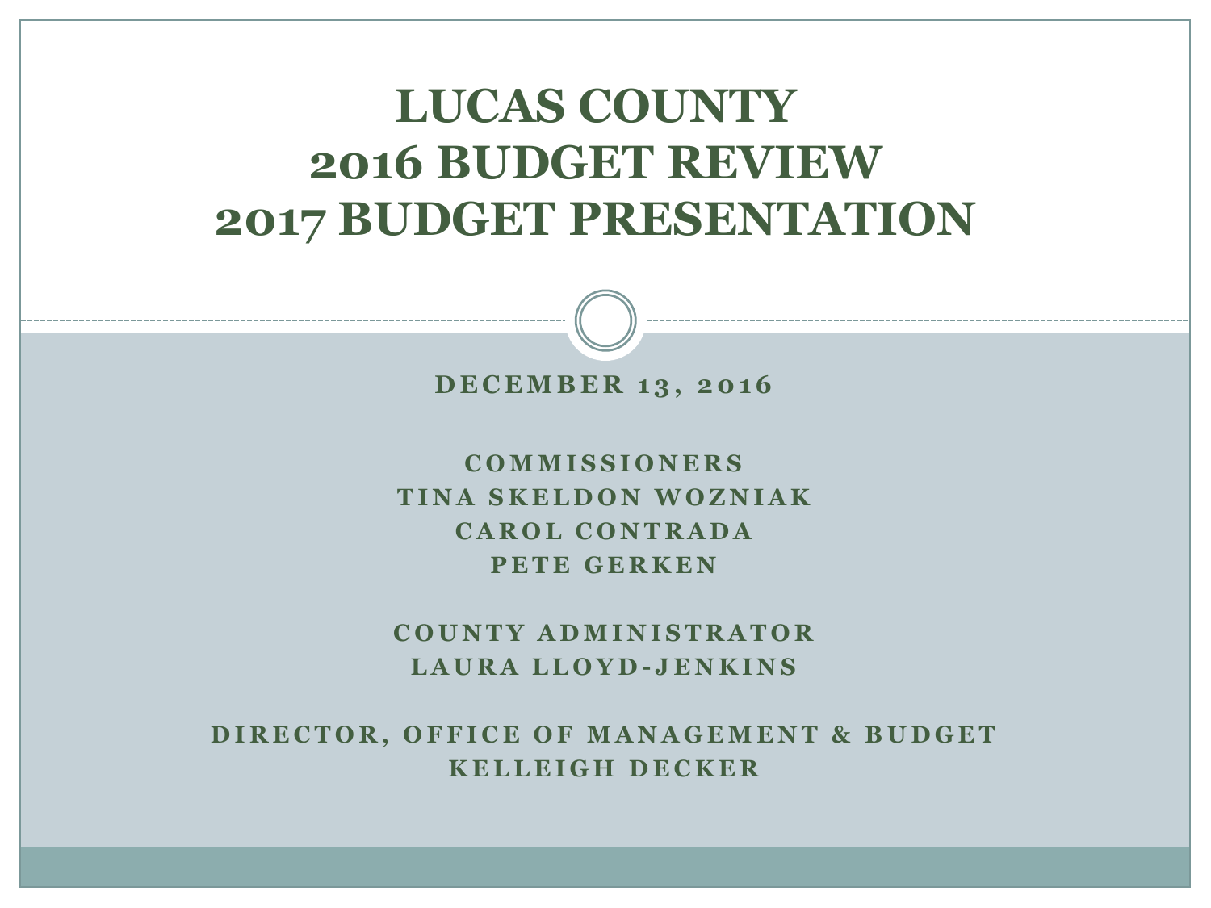# LUCAS COUNTY
# 2016 BUDGET REVIEW
# 2017 BUDGET PRESENTATION

**DECEMBER 13, 2016**

**COMMISSIONERS**
**TINA SKELDON WOZNIAK**
**CAROL CONTRADA**
**PETE GERKEN**

**COUNTY ADMINISTRATOR**
**LAURA LLOYD-JENKINS**

**DIRECTOR, OFFICE OF MANAGEMENT & BUDGET**
**KELLEIGH DECKER**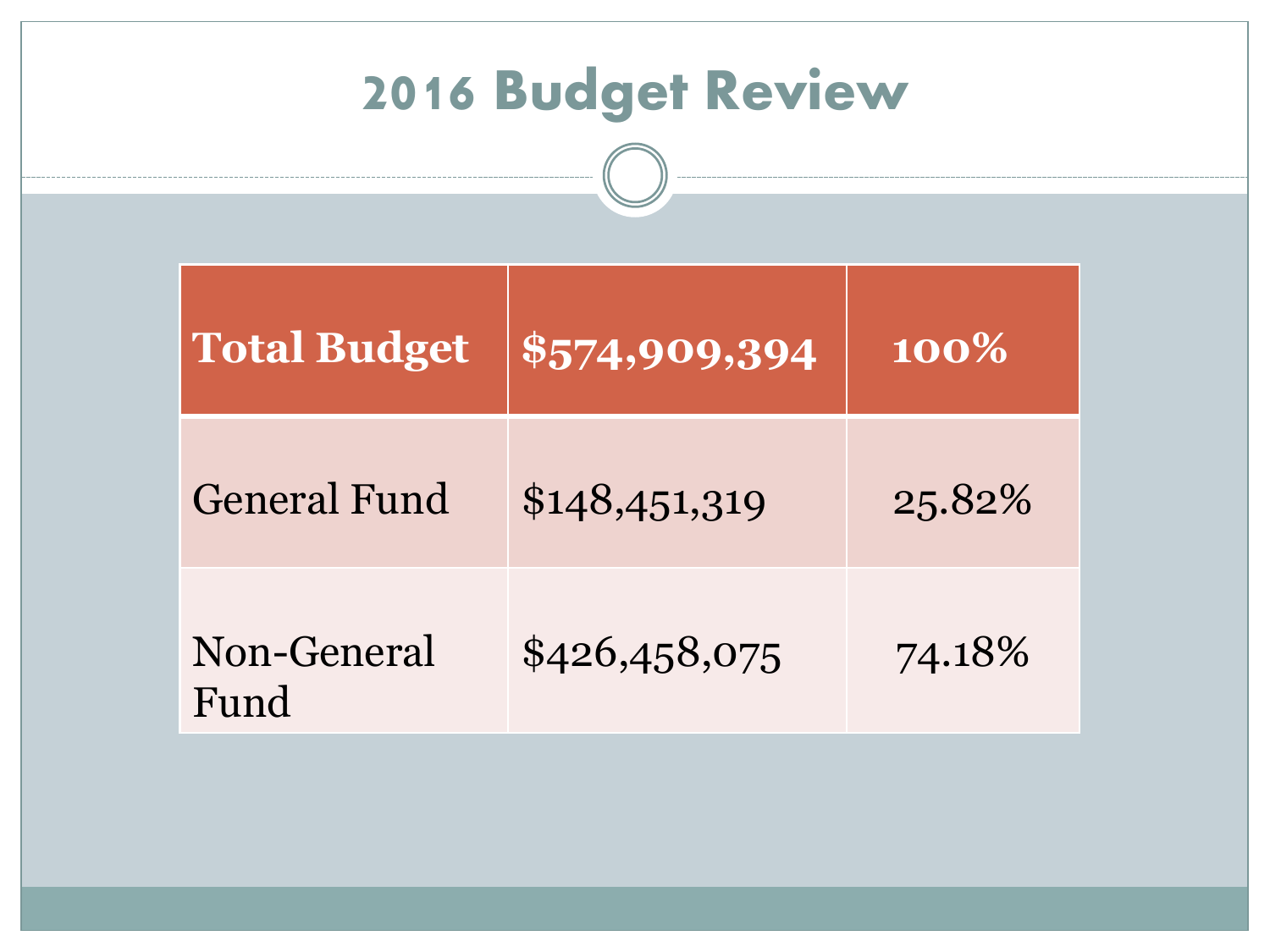# 2016 Budget Review

| Total Budget | $574,909,394 | 100% |
|---|---|---|
| General Fund | $148,451,319 | 25.82% |
| Non-General Fund | $426,458,075 | 74.18% |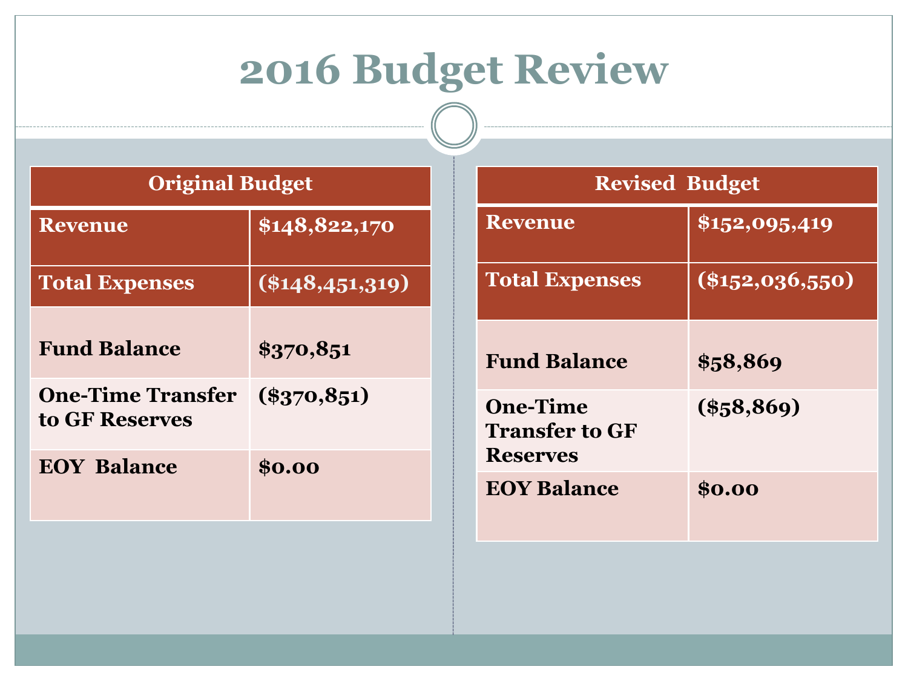# 2016 Budget Review

| Original Budget | |
|---|---|
| Revenue | $148,822,170 |
| Total Expenses | ($148,451,319) |
| Fund Balance | $370,851 |
| One-Time Transfer to GF Reserves | ($370,851) |
| EOY Balance | $0.00 |

| Revised Budget | |
|---|---|
| Revenue | $152,095,419 |
| Total Expenses | ($152,036,550) |
| Fund Balance | $58,869 |
| One-Time Transfer to GF Reserves | ($58,869) |
| EOY Balance | $0.00 |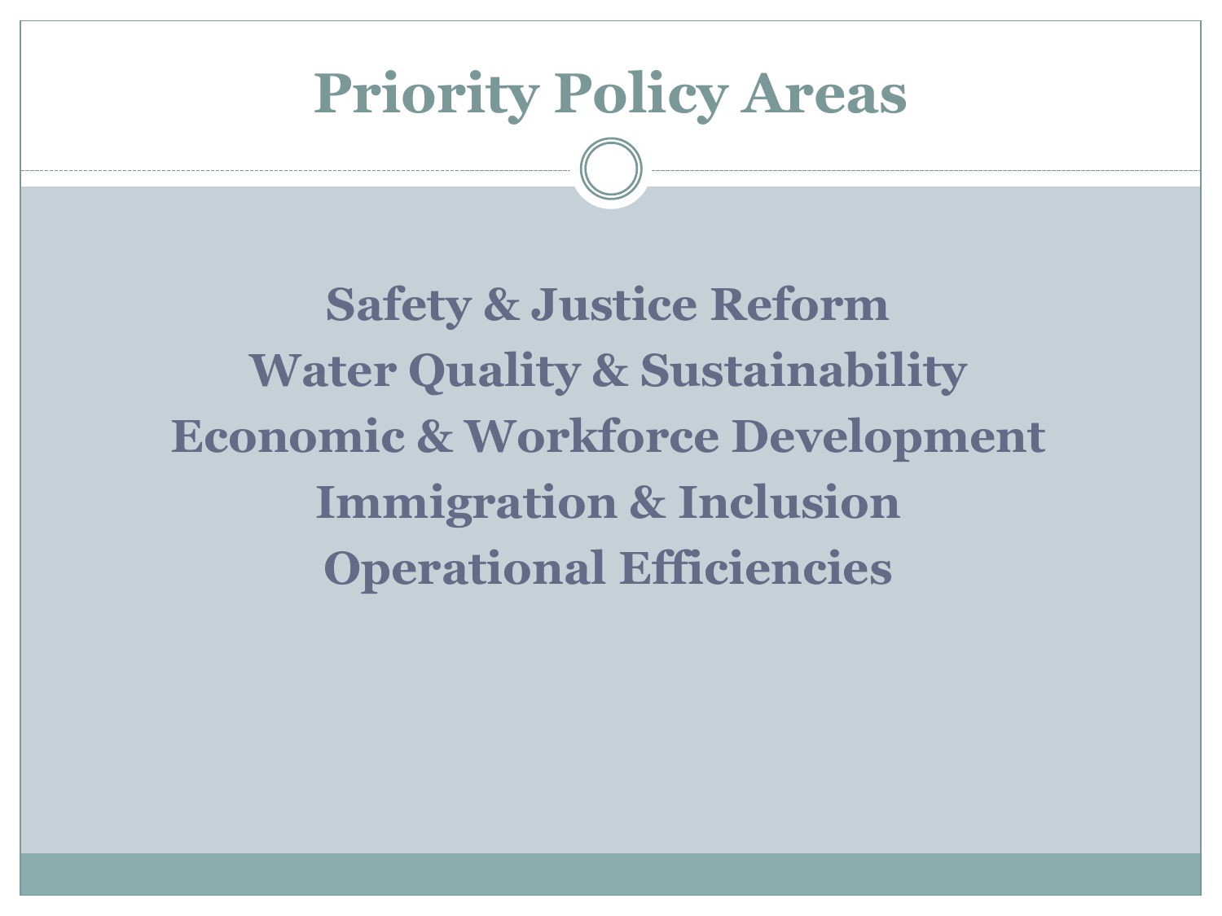# Priority Policy Areas

**Safety & Justice Reform**
**Water Quality & Sustainability**
**Economic & Workforce Development**
**Immigration & Inclusion**
**Operational Efficiencies**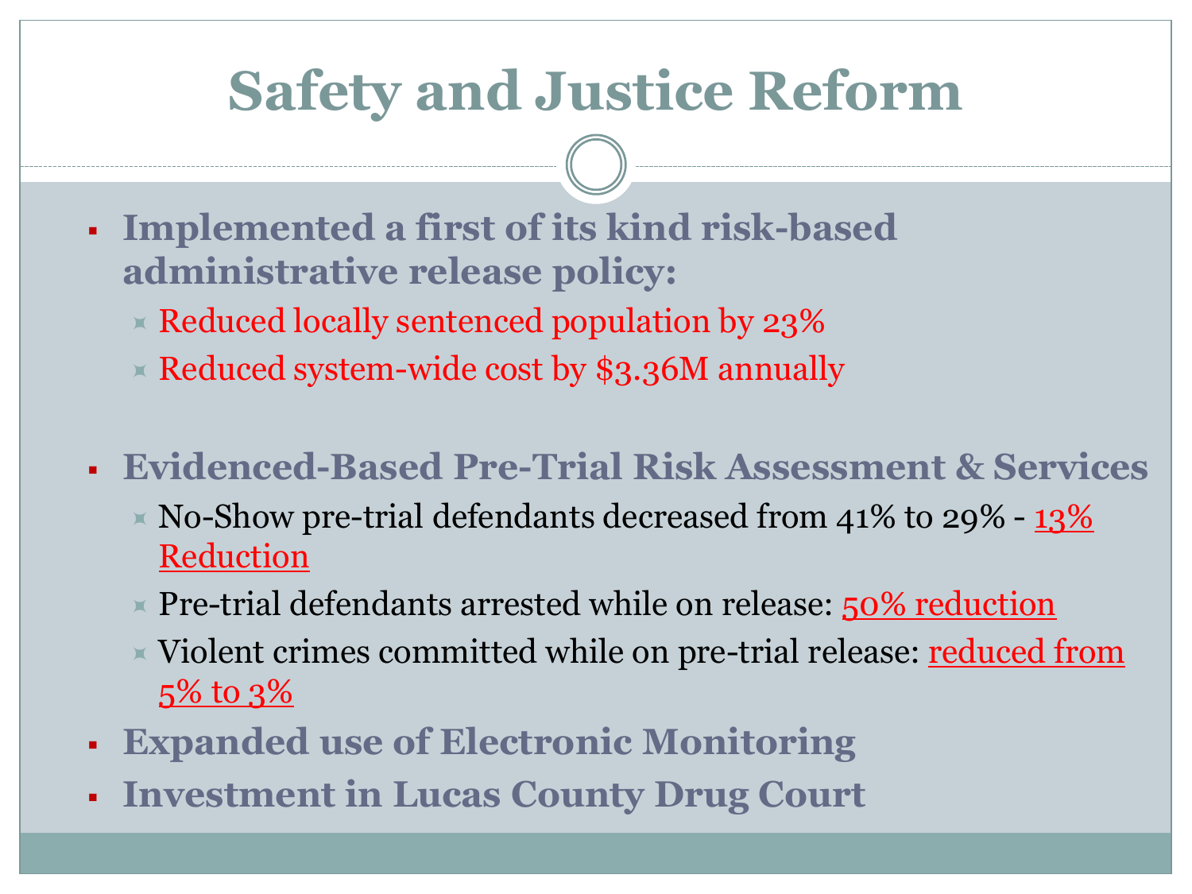# Safety and Justice Reform

- **Implemented a first of its kind risk-based administrative release policy:**
  - Reduced locally sentenced population by 23%
  - Reduced system-wide cost by $3.36M annually

- **Evidenced-Based Pre-Trial Risk Assessment & Services**
  - No-Show pre-trial defendants decreased from 41% to 29% - 13% Reduction
  - Pre-trial defendants arrested while on release: 50% reduction
  - Violent crimes committed while on pre-trial release: reduced from 5% to 3%
- **Expanded use of Electronic Monitoring**
- **Investment in Lucas County Drug Court**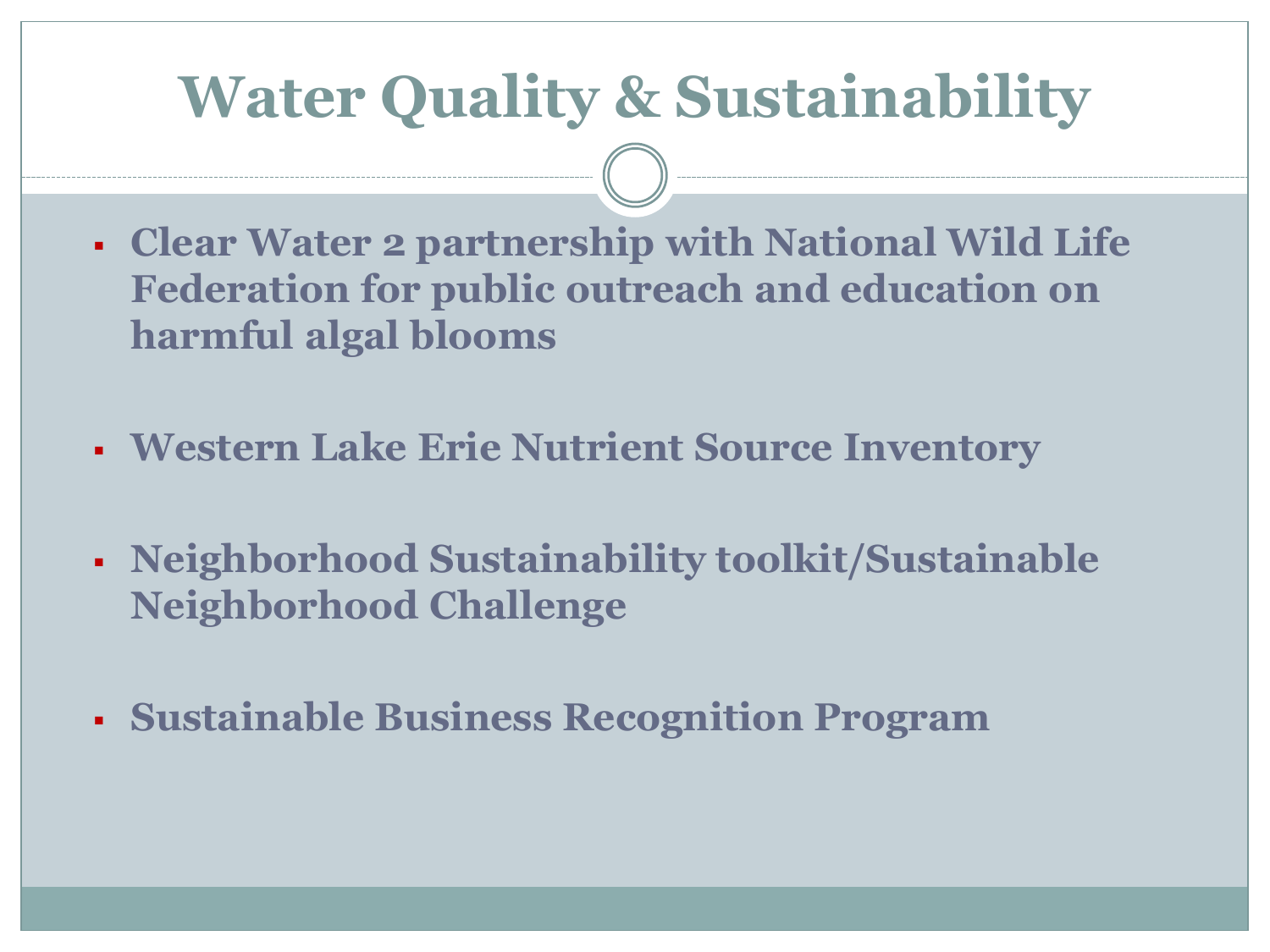# Water Quality & Sustainability

- **Clear Water 2 partnership with National Wild Life Federation for public outreach and education on harmful algal blooms**
- **Western Lake Erie Nutrient Source Inventory**
- **Neighborhood Sustainability toolkit/Sustainable Neighborhood Challenge**
- **Sustainable Business Recognition Program**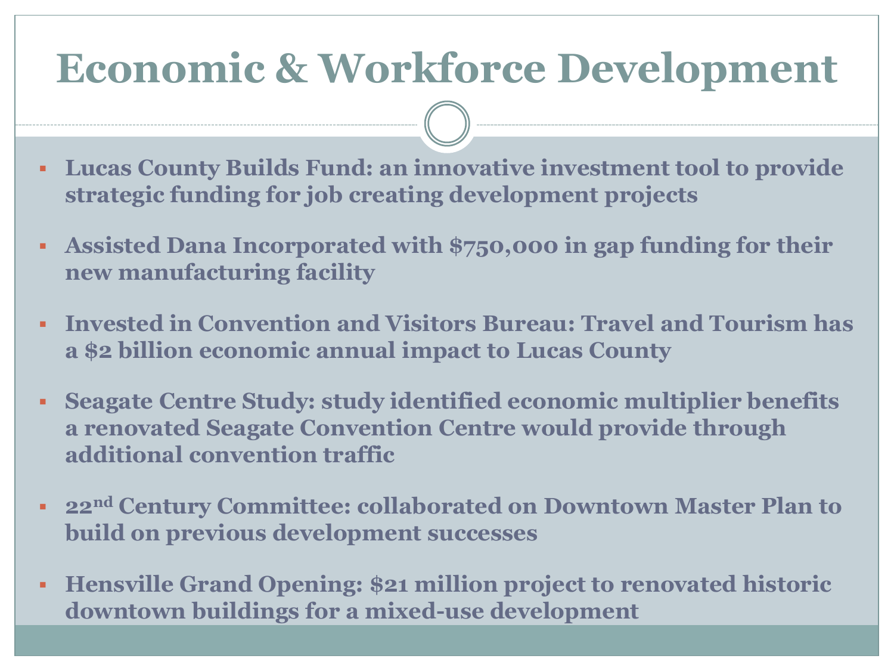# Economic & Workforce Development

- **Lucas County Builds Fund: an innovative investment tool to provide strategic funding for job creating development projects**
- **Assisted Dana Incorporated with $750,000 in gap funding for their new manufacturing facility**
- **Invested in Convention and Visitors Bureau: Travel and Tourism has a $2 billion economic annual impact to Lucas County**
- **Seagate Centre Study: study identified economic multiplier benefits a renovated Seagate Convention Centre would provide through additional convention traffic**
- **22nd Century Committee: collaborated on Downtown Master Plan to build on previous development successes**
- **Hensville Grand Opening: $21 million project to renovated historic downtown buildings for a mixed-use development**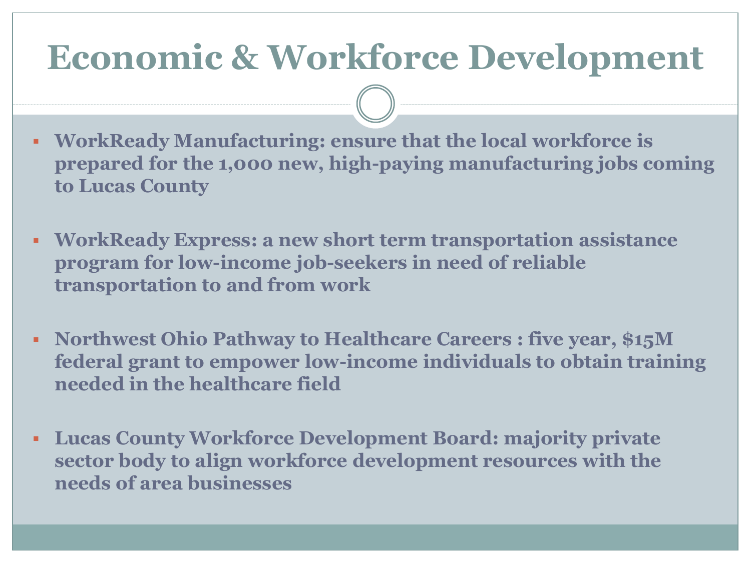# Economic & Workforce Development

- **WorkReady Manufacturing: ensure that the local workforce is prepared for the 1,000 new, high-paying manufacturing jobs coming to Lucas County**
- **WorkReady Express: a new short term transportation assistance program for low-income job-seekers in need of reliable transportation to and from work**
- **Northwest Ohio Pathway to Healthcare Careers : five year, $15M federal grant to empower low-income individuals to obtain training needed in the healthcare field**
- **Lucas County Workforce Development Board: majority private sector body to align workforce development resources with the needs of area businesses**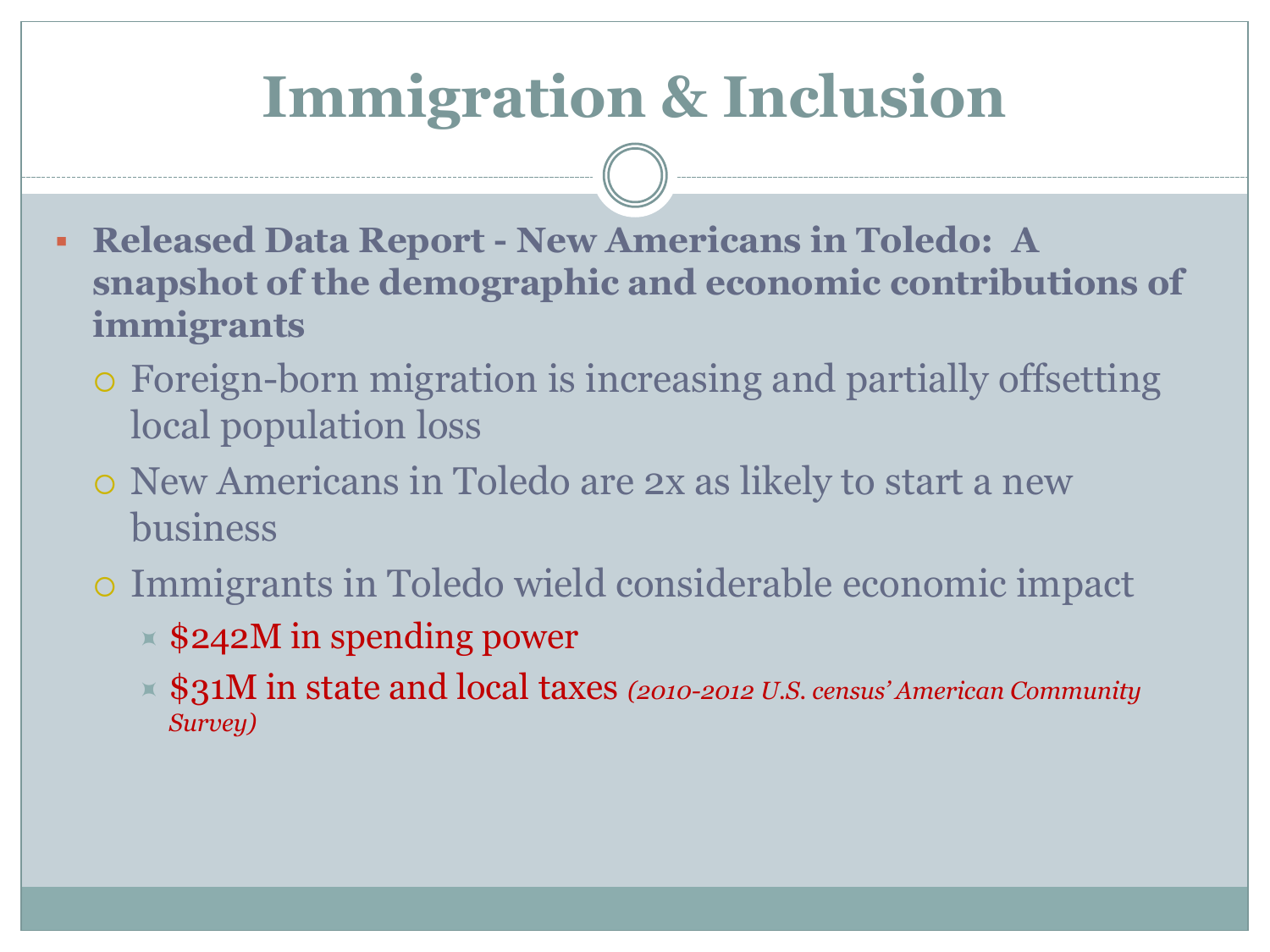# Immigration & Inclusion

- **Released Data Report - New Americans in Toledo: A snapshot of the demographic and economic contributions of immigrants**
  - Foreign-born migration is increasing and partially offsetting local population loss
  - New Americans in Toledo are 2x as likely to start a new business
  - Immigrants in Toledo wield considerable economic impact
    - $242M in spending power
    - $31M in state and local taxes *(2010-2012 U.S. census' American Community Survey)*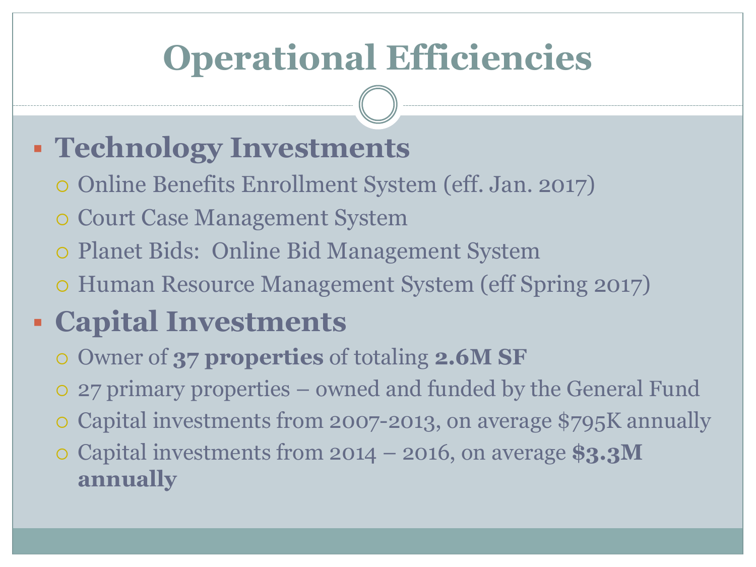# Operational Efficiencies

- **Technology Investments**
  - Online Benefits Enrollment System (eff. Jan. 2017)
  - Court Case Management System
  - Planet Bids:  Online Bid Management System
  - Human Resource Management System (eff Spring 2017)
- **Capital Investments**
  - Owner of **37 properties** of totaling **2.6M SF**
  - 27 primary properties – owned and funded by the General Fund
  - Capital investments from 2007-2013, on average $795K annually
  - Capital investments from 2014 – 2016, on average **$3.3M annually**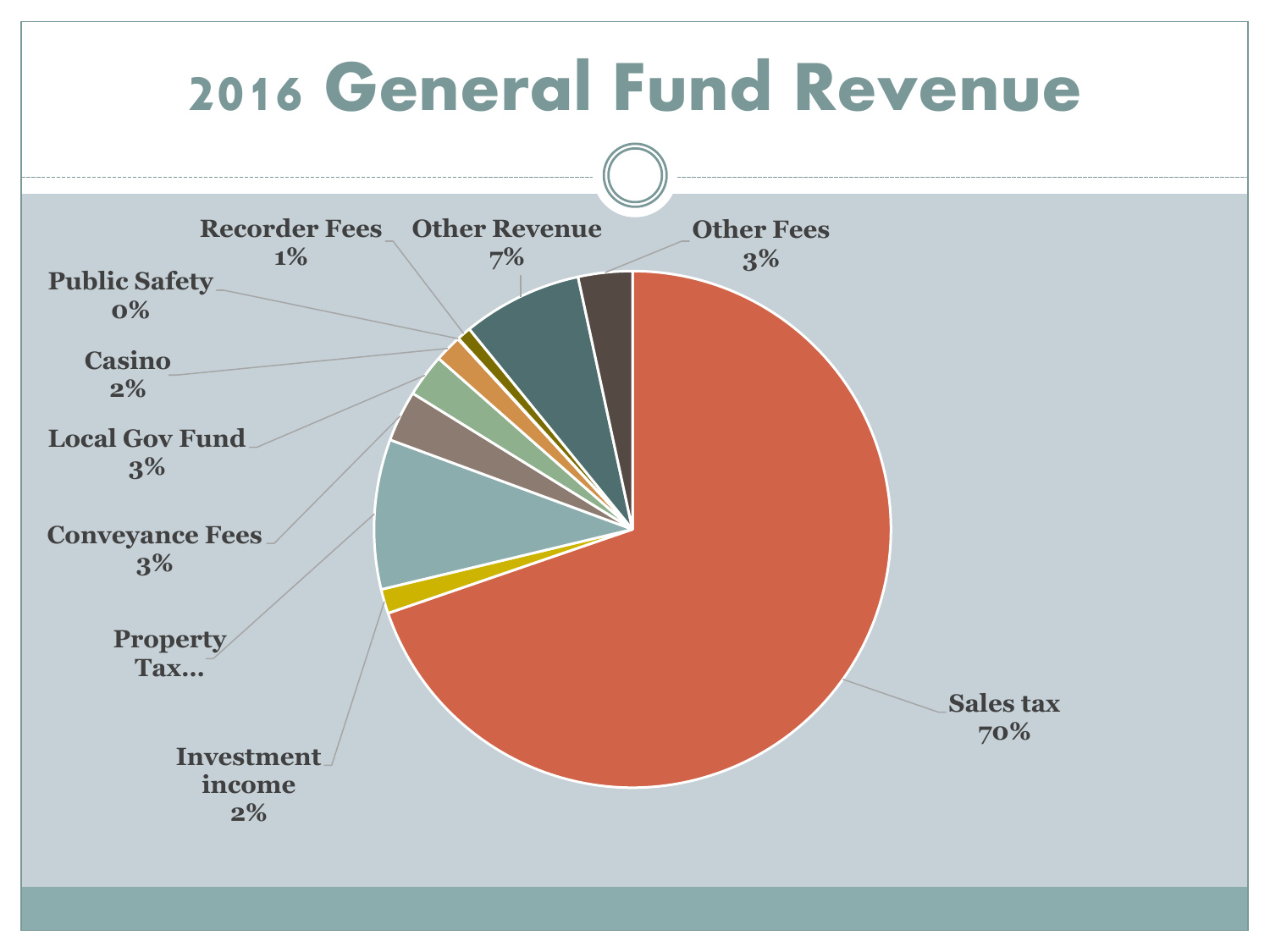# 2016 General Fund Revenue

- Recorder Fees 1%
- Other Revenue 7%
- Other Fees 3%
- Public Safety 0%
- Casino 2%
- Local Gov Fund 3%
- Conveyance Fees 3%
- Property Tax...
- Investment income 2%
- Sales tax 70%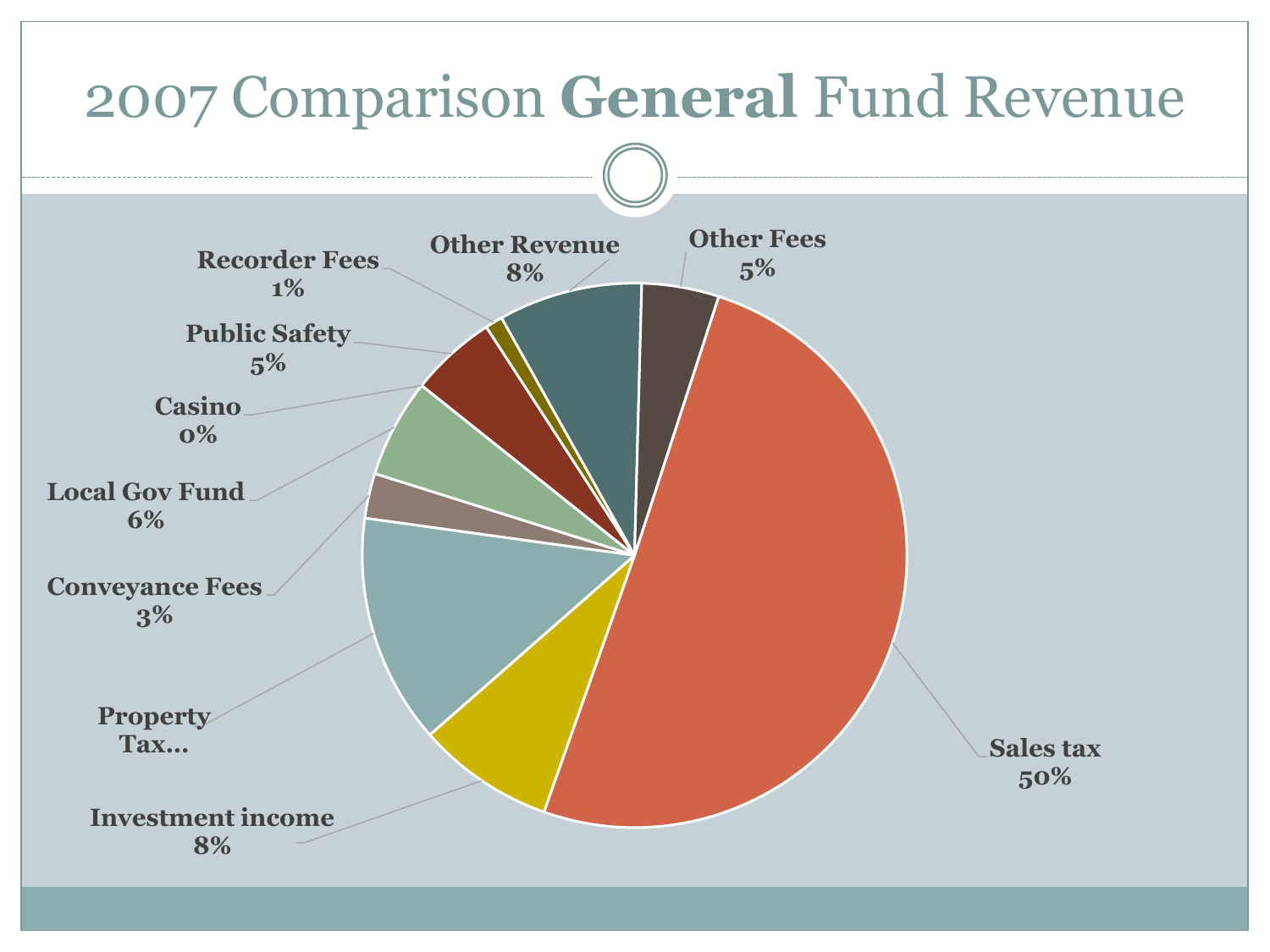# 2007 Comparison **General** Fund Revenue

- Recorder Fees 1%
- Other Revenue 8%
- Other Fees 5%
- Public Safety 5%
- Casino 0%
- Local Gov Fund 6%
- Conveyance Fees 3%
- Property Tax...
- Investment income 8%
- Sales tax 50%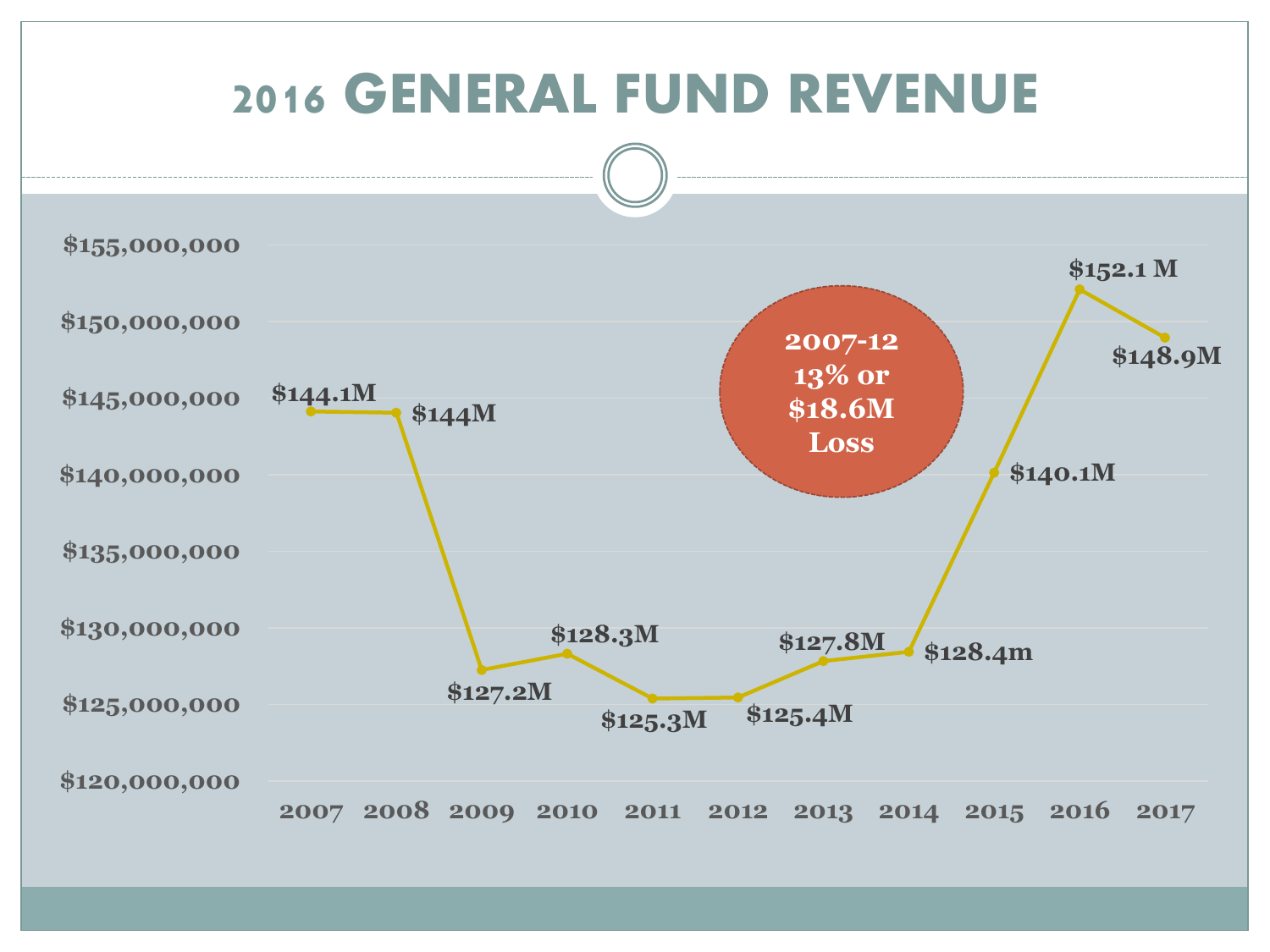# 2016 GENERAL FUND REVENUE

| Year | General Fund Revenue |
| --- | --- |
| 2007 | $144.1M |
| 2008 | $144M |
| 2009 | $127.2M |
| 2010 | $128.3M |
| 2011 | $125.3M |
| 2012 | $125.4M |
| 2013 | $127.8M |
| 2014 | $128.4m |
| 2015 | $140.1M |
| 2016 | $152.1 M |
| 2017 | $148.9M |

**2007-12 13% or $18.6M Loss**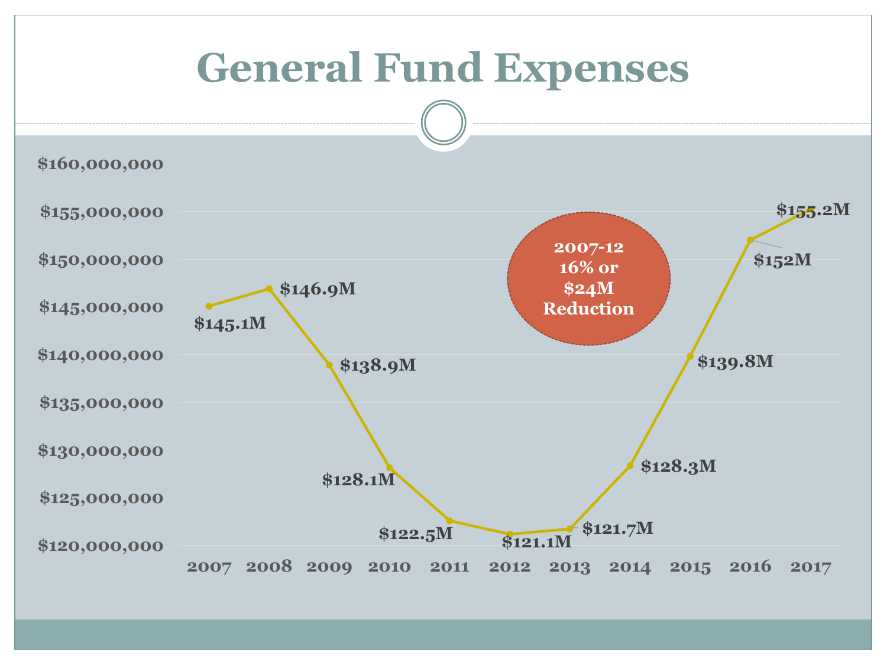# General Fund Expenses

| Year | Expenses |
|---|---|
| 2007 | $145.1M |
| 2008 | $146.9M |
| 2009 | $138.9M |
| 2010 | $128.1M |
| 2011 | $122.5M |
| 2012 | $121.1M |
| 2013 | $121.7M |
| 2014 | $128.3M |
| 2015 | $139.8M |
| 2016 | $152M |
| 2017 | $155.2M |

**2007-12 16% or $24M Reduction**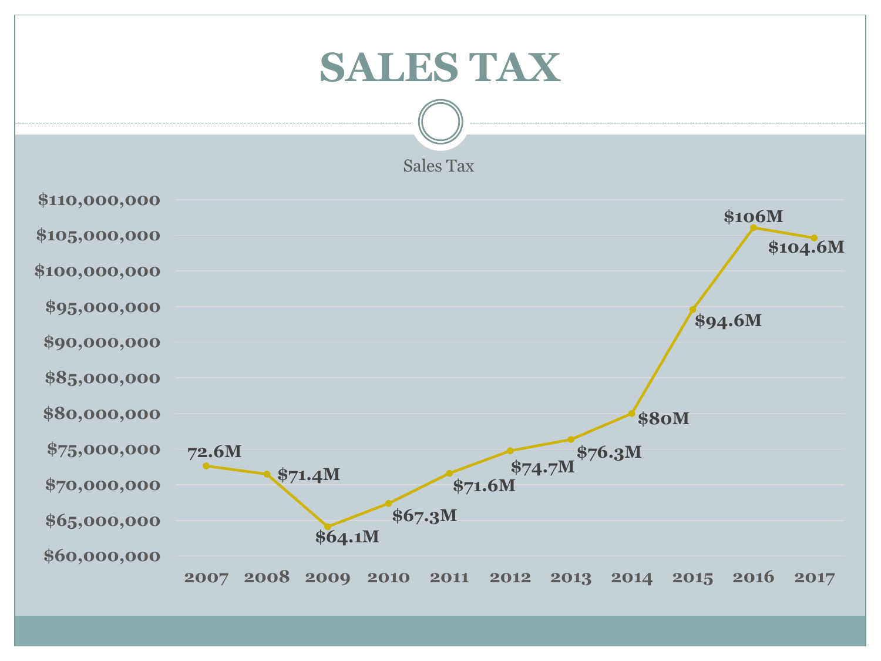# SALES TAX

Sales Tax

| Year | Sales Tax |
| --- | --- |
| 2007 | 72.6M |
| 2008 | $71.4M |
| 2009 | $64.1M |
| 2010 | $67.3M |
| 2011 | $71.6M |
| 2012 | $74.7M |
| 2013 | $76.3M |
| 2014 | $80M |
| 2015 | $94.6M |
| 2016 | $106M |
| 2017 | $104.6M |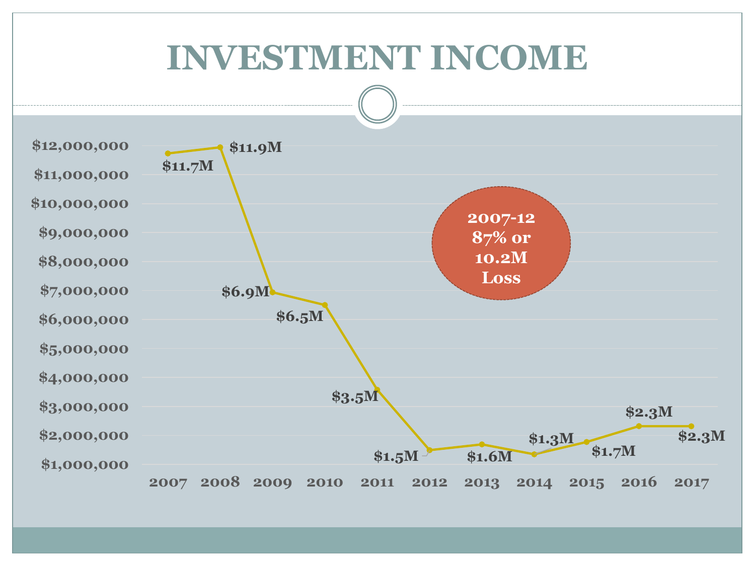# INVESTMENT INCOME

| Year | Investment Income |
|---|---|
| 2007 | $11.7M |
| 2008 | $11.9M |
| 2009 | $6.9M |
| 2010 | $6.5M |
| 2011 | $3.5M |
| 2012 | $1.5M |
| 2013 | $1.6M |
| 2014 | $1.3M |
| 2015 | $1.7M |
| 2016 | $2.3M |
| 2017 | $2.3M |

**2007-12 87% or 10.2M Loss**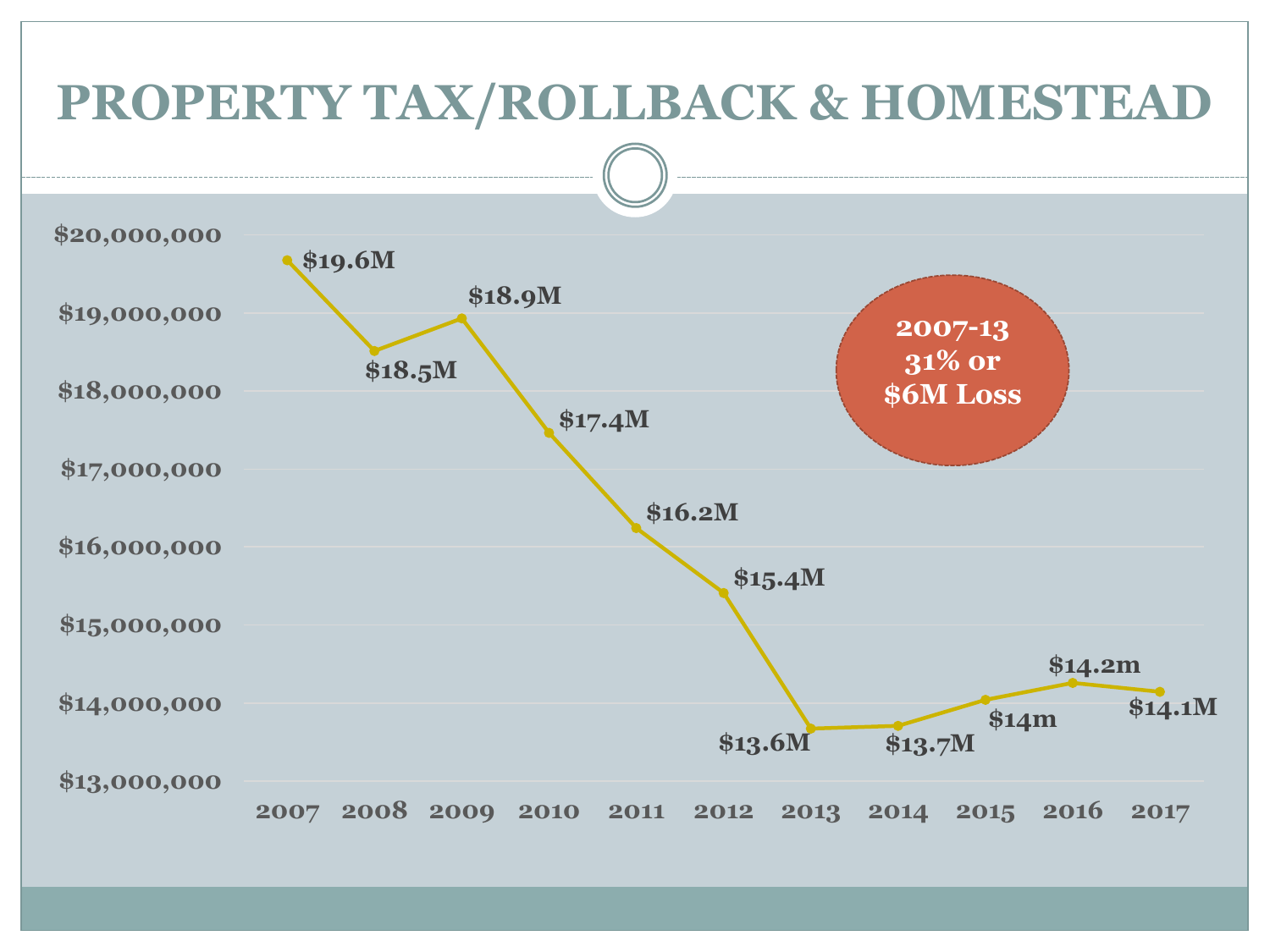# PROPERTY TAX/ROLLBACK & HOMESTEAD

| Year | Amount |
|---|---|
| 2007 | $19.6M |
| 2008 | $18.5M |
| 2009 | $18.9M |
| 2010 | $17.4M |
| 2011 | $16.2M |
| 2012 | $15.4M |
| 2013 | $13.6M |
| 2014 | $13.7M |
| 2015 | $14m |
| 2016 | $14.2m |
| 2017 | $14.1M |

**2007-13 31% or $6M Loss**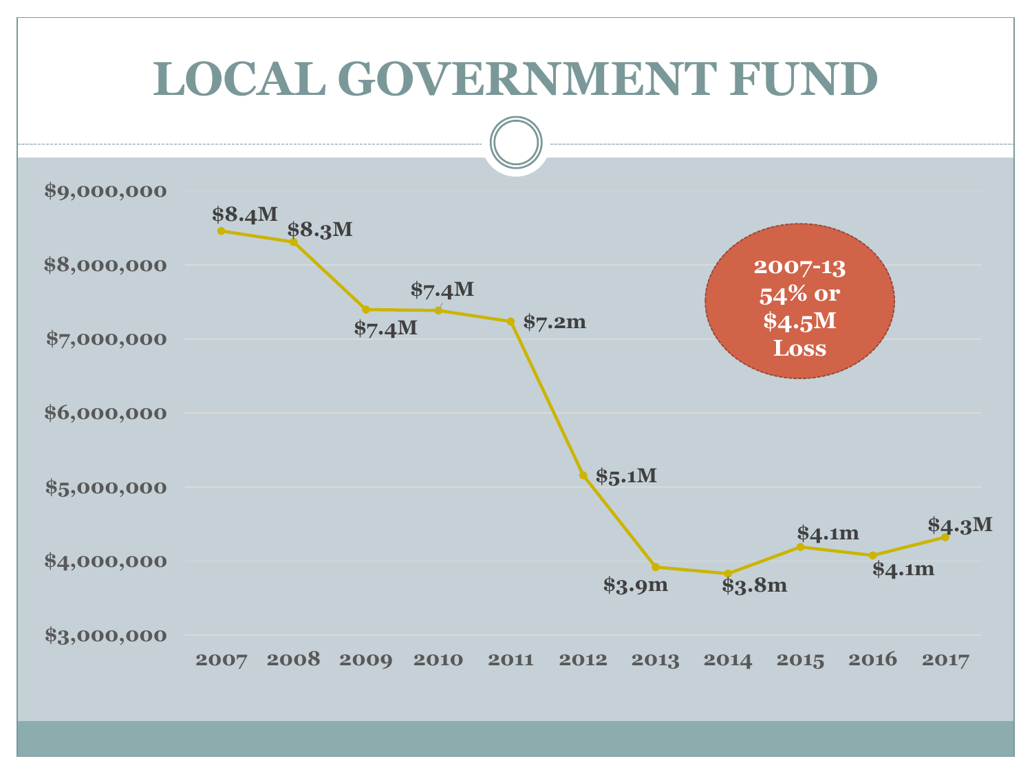# LOCAL GOVERNMENT FUND

| Year | Amount |
|---|---|
| 2007 | $8.4M |
| 2008 | $8.3M |
| 2009 | $7.4M |
| 2010 | $7.4M |
| 2011 | $7.2m |
| 2012 | $5.1M |
| 2013 | $3.9m |
| 2014 | $3.8m |
| 2015 | $4.1m |
| 2016 | $4.1m |
| 2017 | $4.3M |

$9,000,000
$8,000,000
$7,000,000
$6,000,000
$5,000,000
$4,000,000
$3,000,000

**2007-13 54% or $4.5M Loss**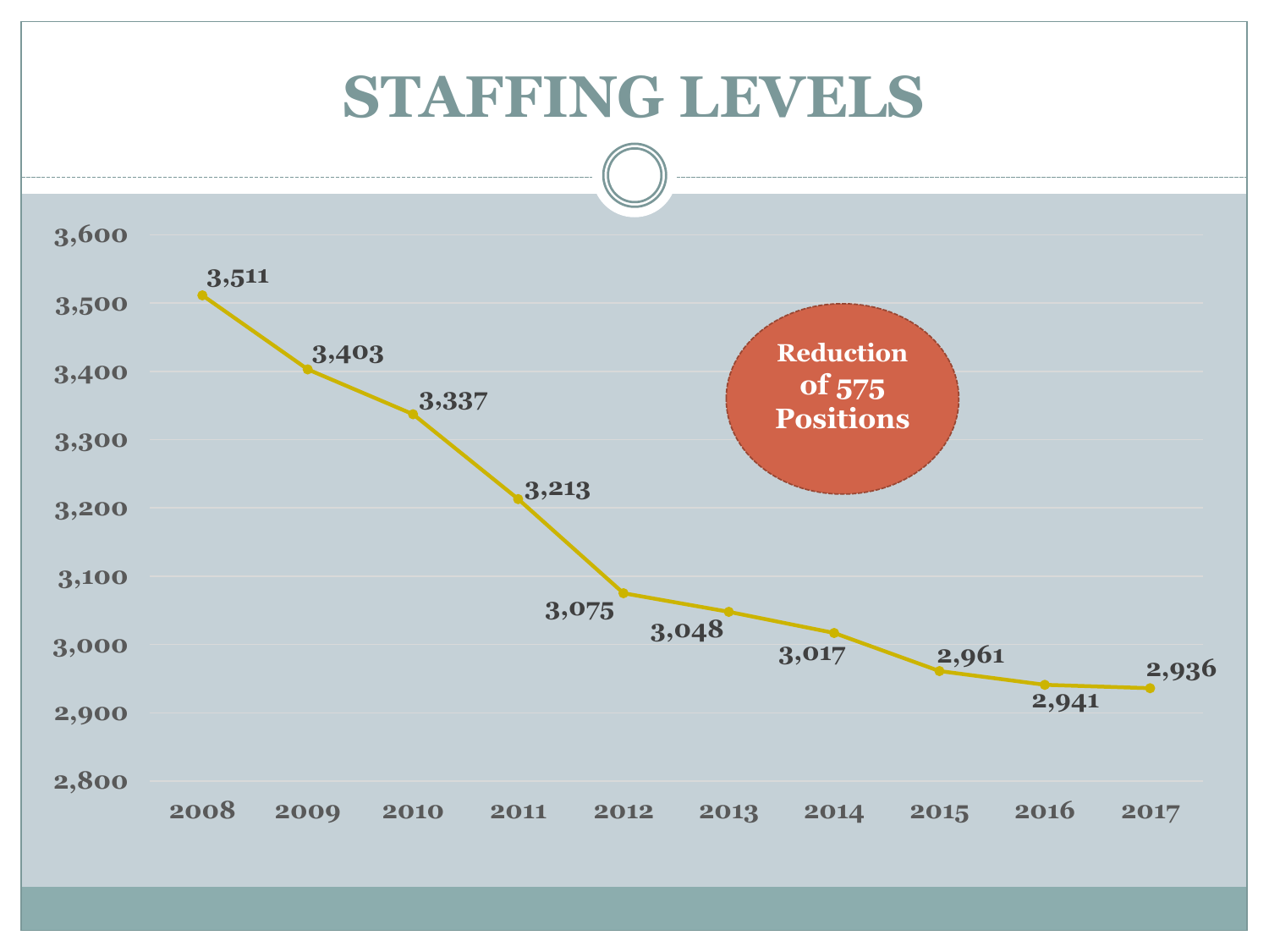# STAFFING LEVELS

| Year | Staffing Level |
|---|---|
| 2008 | 3,511 |
| 2009 | 3,403 |
| 2010 | 3,337 |
| 2011 | 3,213 |
| 2012 | 3,075 |
| 2013 | 3,048 |
| 2014 | 3,017 |
| 2015 | 2,961 |
| 2016 | 2,941 |
| 2017 | 2,936 |

**Reduction of 575 Positions**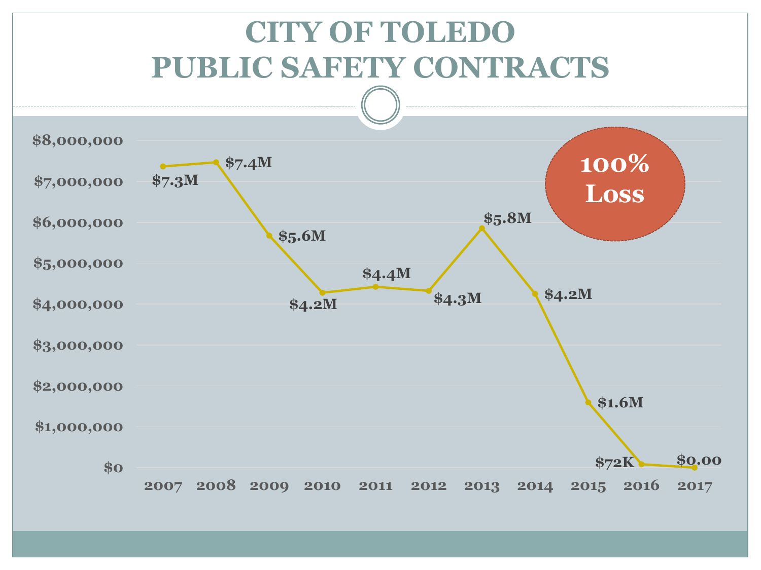# CITY OF TOLEDO PUBLIC SAFETY CONTRACTS

| Year | Amount |
|---|---|
| 2007 | $7.3M |
| 2008 | $7.4M |
| 2009 | $5.6M |
| 2010 | $4.2M |
| 2011 | $4.4M |
| 2012 | $4.3M |
| 2013 | $5.8M |
| 2014 | $4.2M |
| 2015 | $1.6M |
| 2016 | $72K |
| 2017 | $0.00 |

**100% Loss**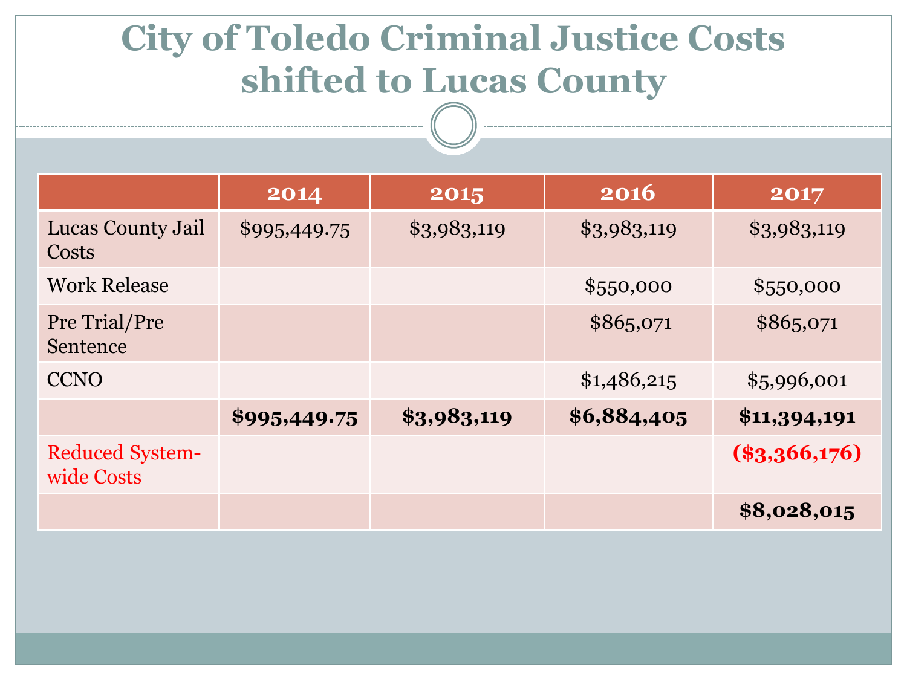# City of Toledo Criminal Justice Costs shifted to Lucas County

| | 2014 | 2015 | 2016 | 2017 |
|---|---|---|---|---|
| Lucas County Jail Costs | $995,449.75 | $3,983,119 | $3,983,119 | $3,983,119 |
| Work Release | | | $550,000 | $550,000 |
| Pre Trial/Pre Sentence | | | $865,071 | $865,071 |
| CCNO | | | $1,486,215 | $5,996,001 |
| | **$995,449.75** | **$3,983,119** | **$6,884,405** | **$11,394,191** |
| Reduced System-wide Costs | | | | **($3,366,176)** |
| | | | | **$8,028,015** |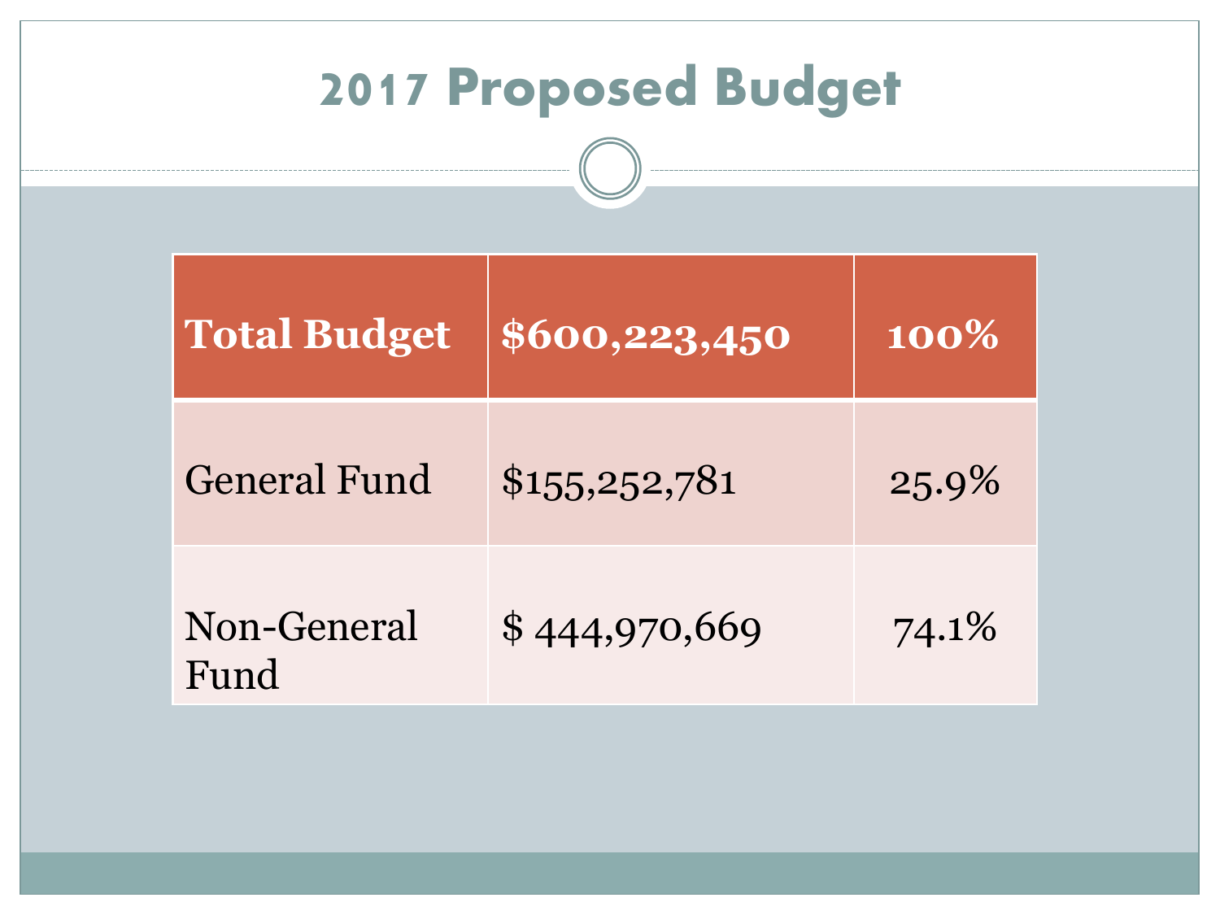# 2017 Proposed Budget

| Total Budget | $600,223,450 | 100% |
|---|---|---|
| General Fund | $155,252,781 | 25.9% |
| Non-General Fund | $ 444,970,669 | 74.1% |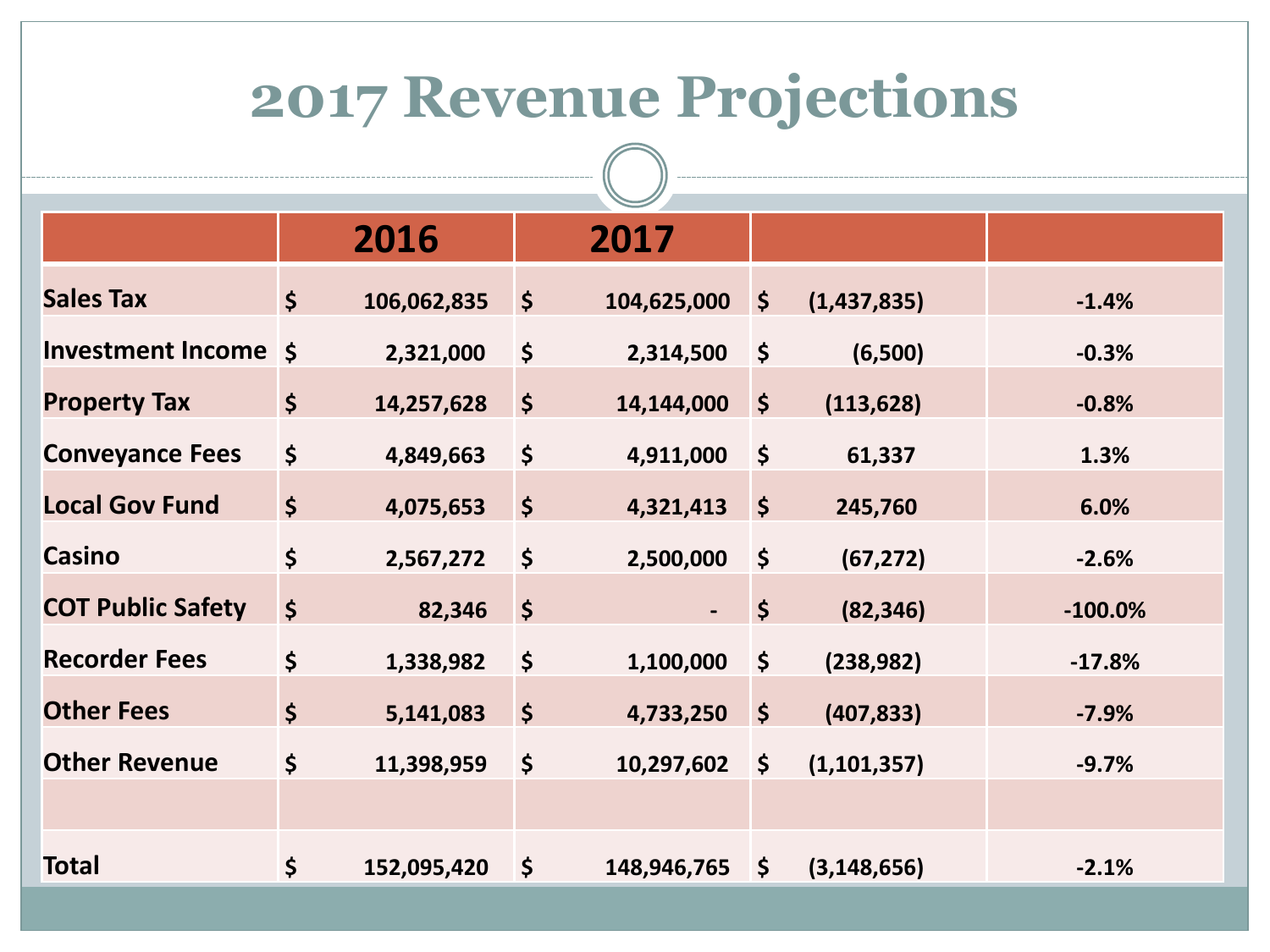# 2017 Revenue Projections

| | 2016 | 2017 | | |
|---|---|---|---|---|
| Sales Tax | $ 106,062,835 | $ 104,625,000 | $ (1,437,835) | -1.4% |
| Investment Income | $ 2,321,000 | $ 2,314,500 | $ (6,500) | -0.3% |
| Property Tax | $ 14,257,628 | $ 14,144,000 | $ (113,628) | -0.8% |
| Conveyance Fees | $ 4,849,663 | $ 4,911,000 | $ 61,337 | 1.3% |
| Local Gov Fund | $ 4,075,653 | $ 4,321,413 | $ 245,760 | 6.0% |
| Casino | $ 2,567,272 | $ 2,500,000 | $ (67,272) | -2.6% |
| COT Public Safety | $ 82,346 | $ - | $ (82,346) | -100.0% |
| Recorder Fees | $ 1,338,982 | $ 1,100,000 | $ (238,982) | -17.8% |
| Other Fees | $ 5,141,083 | $ 4,733,250 | $ (407,833) | -7.9% |
| Other Revenue | $ 11,398,959 | $ 10,297,602 | $ (1,101,357) | -9.7% |
| | | | | |
| Total | $ 152,095,420 | $ 148,946,765 | $ (3,148,656) | -2.1% |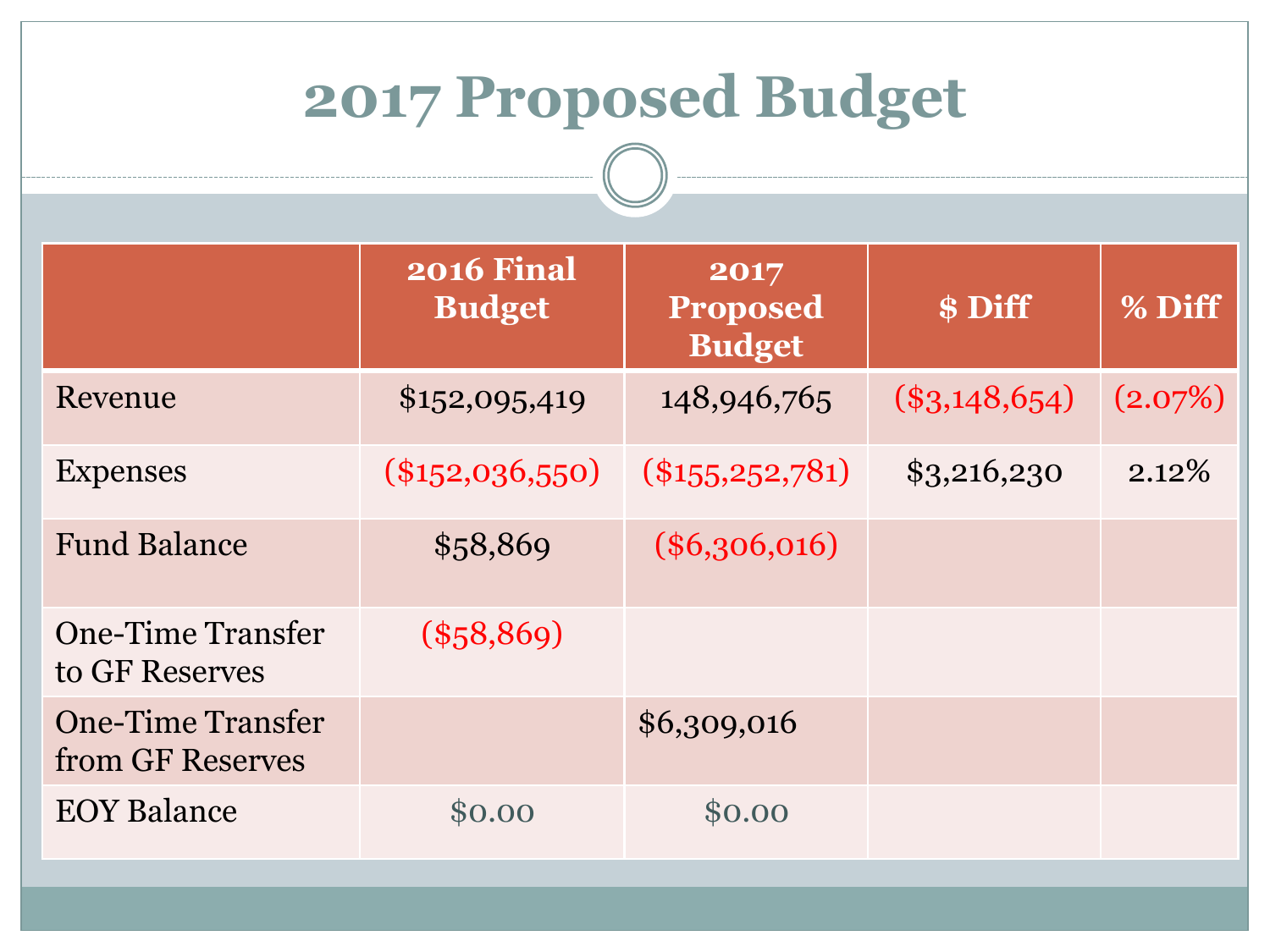# 2017 Proposed Budget

| | 2016 Final Budget | 2017 Proposed Budget | $ Diff | % Diff |
|---|---|---|---|---|
| Revenue | $152,095,419 | 148,946,765 | ($3,148,654) | (2.07%) |
| Expenses | ($152,036,550) | ($155,252,781) | $3,216,230 | 2.12% |
| Fund Balance | $58,869 | ($6,306,016) | | |
| One-Time Transfer to GF Reserves | ($58,869) | | | |
| One-Time Transfer from GF Reserves | | $6,309,016 | | |
| EOY Balance | $0.00 | $0.00 | | |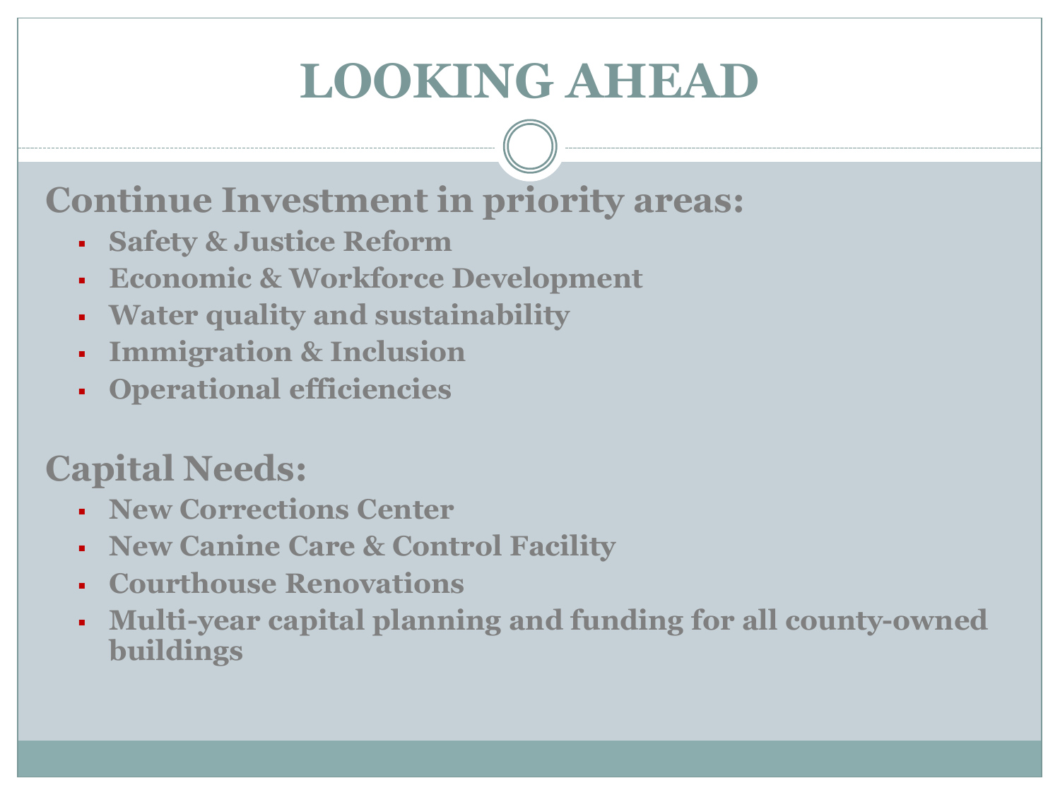# LOOKING AHEAD

## Continue Investment in priority areas:

- **Safety & Justice Reform**
- **Economic & Workforce Development**
- **Water quality and sustainability**
- **Immigration & Inclusion**
- **Operational efficiencies**

## Capital Needs:

- **New Corrections Center**
- **New Canine Care & Control Facility**
- **Courthouse Renovations**
- **Multi-year capital planning and funding for all county-owned buildings**